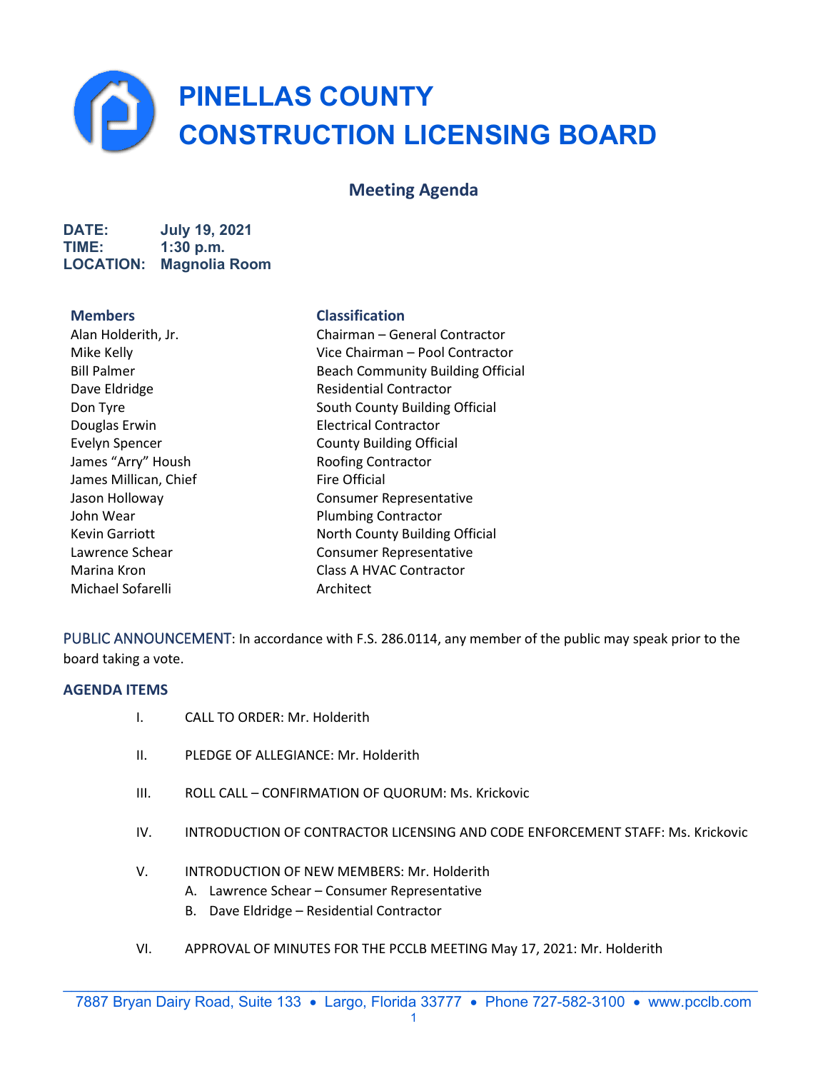# PINELLAS COUNTY CONSTRUCTION LICENSING BOARD

## Meeting Agenda

**DATE:** July 19, 2021
**TIME:** 1:30 p.m.
**LOCATION:** Magnolia Room

| Members | Classification |
|---|---|
| Alan Holderith, Jr. | Chairman – General Contractor |
| Mike Kelly | Vice Chairman – Pool Contractor |
| Bill Palmer | Beach Community Building Official |
| Dave Eldridge | Residential Contractor |
| Don Tyre | South County Building Official |
| Douglas Erwin | Electrical Contractor |
| Evelyn Spencer | County Building Official |
| James "Arry" Housh | Roofing Contractor |
| James Millican, Chief | Fire Official |
| Jason Holloway | Consumer Representative |
| John Wear | Plumbing Contractor |
| Kevin Garriott | North County Building Official |
| Lawrence Schear | Consumer Representative |
| Marina Kron | Class A HVAC Contractor |
| Michael Sofarelli | Architect |

PUBLIC ANNOUNCEMENT: In accordance with F.S. 286.0114, any member of the public may speak prior to the board taking a vote.

### AGENDA ITEMS

I. CALL TO ORDER: Mr. Holderith

II. PLEDGE OF ALLEGIANCE: Mr. Holderith

III. ROLL CALL – CONFIRMATION OF QUORUM: Ms. Krickovic

IV. INTRODUCTION OF CONTRACTOR LICENSING AND CODE ENFORCEMENT STAFF: Ms. Krickovic

V. INTRODUCTION OF NEW MEMBERS: Mr. Holderith
   A. Lawrence Schear – Consumer Representative
   B. Dave Eldridge – Residential Contractor

VI. APPROVAL OF MINUTES FOR THE PCCLB MEETING May 17, 2021: Mr. Holderith

7887 Bryan Dairy Road, Suite 133 • Largo, Florida 33777 • Phone 727-582-3100 • www.pcclb.com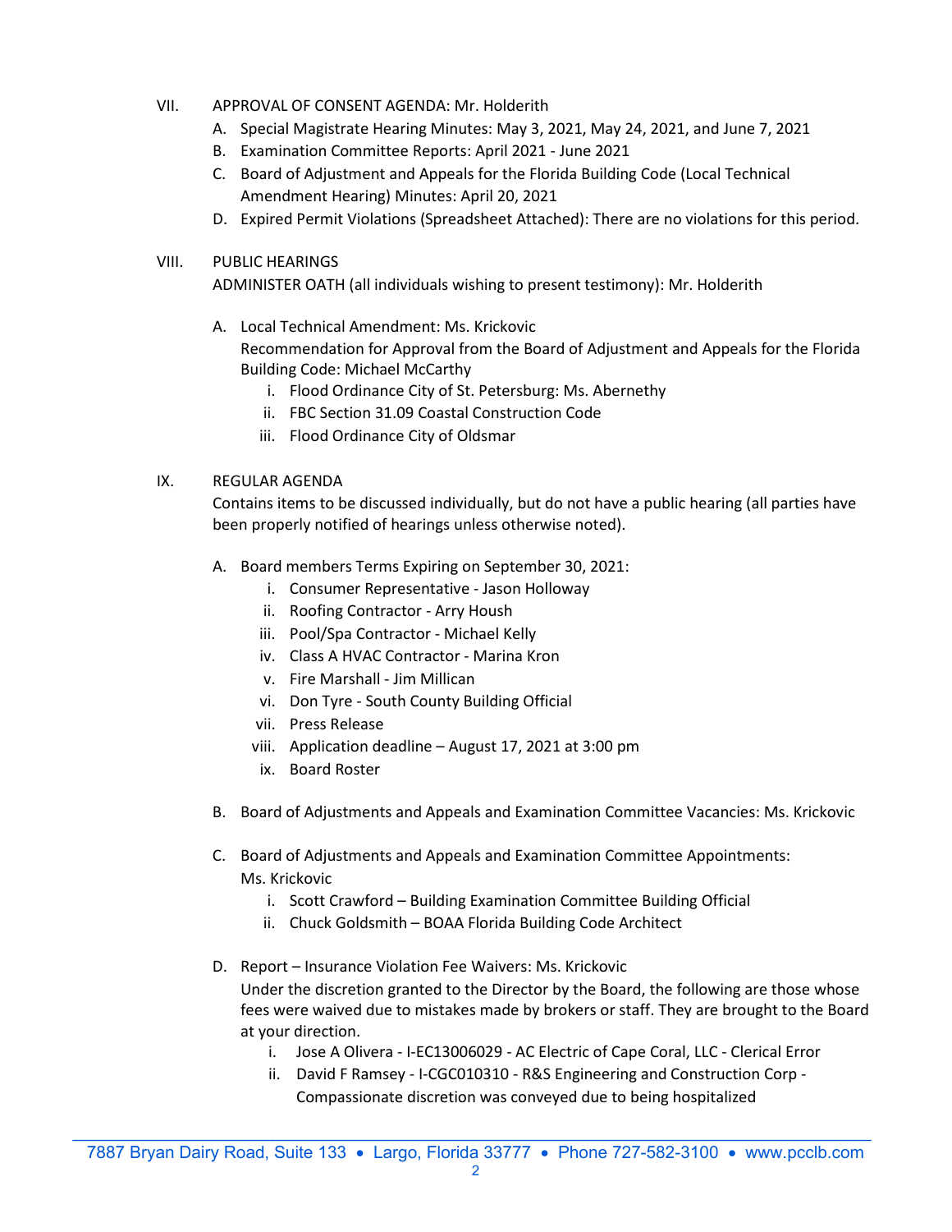VII. APPROVAL OF CONSENT AGENDA: Mr. Holderith

A. Special Magistrate Hearing Minutes: May 3, 2021, May 24, 2021, and June 7, 2021
B. Examination Committee Reports: April 2021 - June 2021
C. Board of Adjustment and Appeals for the Florida Building Code (Local Technical Amendment Hearing) Minutes: April 20, 2021
D. Expired Permit Violations (Spreadsheet Attached): There are no violations for this period.

VIII. PUBLIC HEARINGS

ADMINISTER OATH (all individuals wishing to present testimony): Mr. Holderith

A. Local Technical Amendment: Ms. Krickovic
   Recommendation for Approval from the Board of Adjustment and Appeals for the Florida Building Code: Michael McCarthy
   i. Flood Ordinance City of St. Petersburg: Ms. Abernethy
   ii. FBC Section 31.09 Coastal Construction Code
   iii. Flood Ordinance City of Oldsmar

IX. REGULAR AGENDA

Contains items to be discussed individually, but do not have a public hearing (all parties have been properly notified of hearings unless otherwise noted).

A. Board members Terms Expiring on September 30, 2021:
   i. Consumer Representative - Jason Holloway
   ii. Roofing Contractor - Arry Housh
   iii. Pool/Spa Contractor - Michael Kelly
   iv. Class A HVAC Contractor - Marina Kron
   v. Fire Marshall - Jim Millican
   vi. Don Tyre - South County Building Official
   vii. Press Release
   viii. Application deadline – August 17, 2021 at 3:00 pm
   ix. Board Roster

B. Board of Adjustments and Appeals and Examination Committee Vacancies: Ms. Krickovic

C. Board of Adjustments and Appeals and Examination Committee Appointments: Ms. Krickovic
   i. Scott Crawford – Building Examination Committee Building Official
   ii. Chuck Goldsmith – BOAA Florida Building Code Architect

D. Report – Insurance Violation Fee Waivers: Ms. Krickovic
   Under the discretion granted to the Director by the Board, the following are those whose fees were waived due to mistakes made by brokers or staff. They are brought to the Board at your direction.
   i. Jose A Olivera - I-EC13006029 - AC Electric of Cape Coral, LLC - Clerical Error
   ii. David F Ramsey - I-CGC010310 - R&S Engineering and Construction Corp - Compassionate discretion was conveyed due to being hospitalized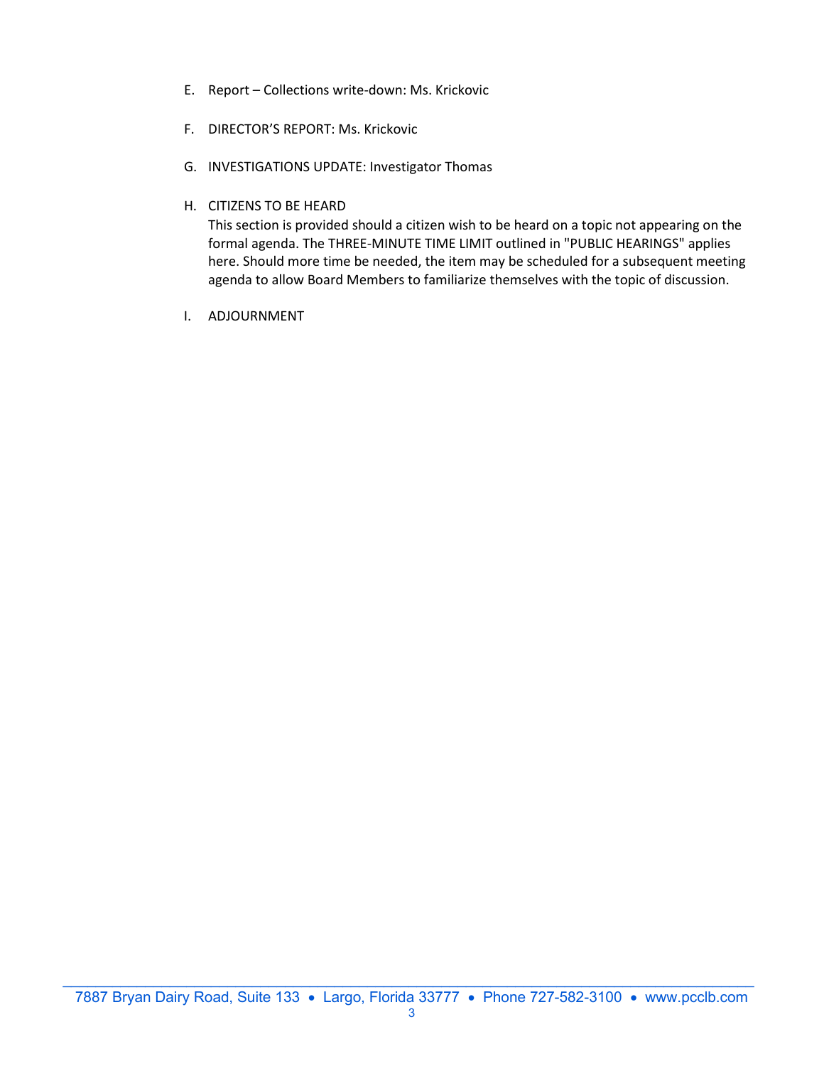E. Report – Collections write-down: Ms. Krickovic

F. DIRECTOR'S REPORT: Ms. Krickovic

G. INVESTIGATIONS UPDATE: Investigator Thomas

H. CITIZENS TO BE HEARD
This section is provided should a citizen wish to be heard on a topic not appearing on the formal agenda. The THREE-MINUTE TIME LIMIT outlined in "PUBLIC HEARINGS" applies here. Should more time be needed, the item may be scheduled for a subsequent meeting agenda to allow Board Members to familiarize themselves with the topic of discussion.

I. ADJOURNMENT